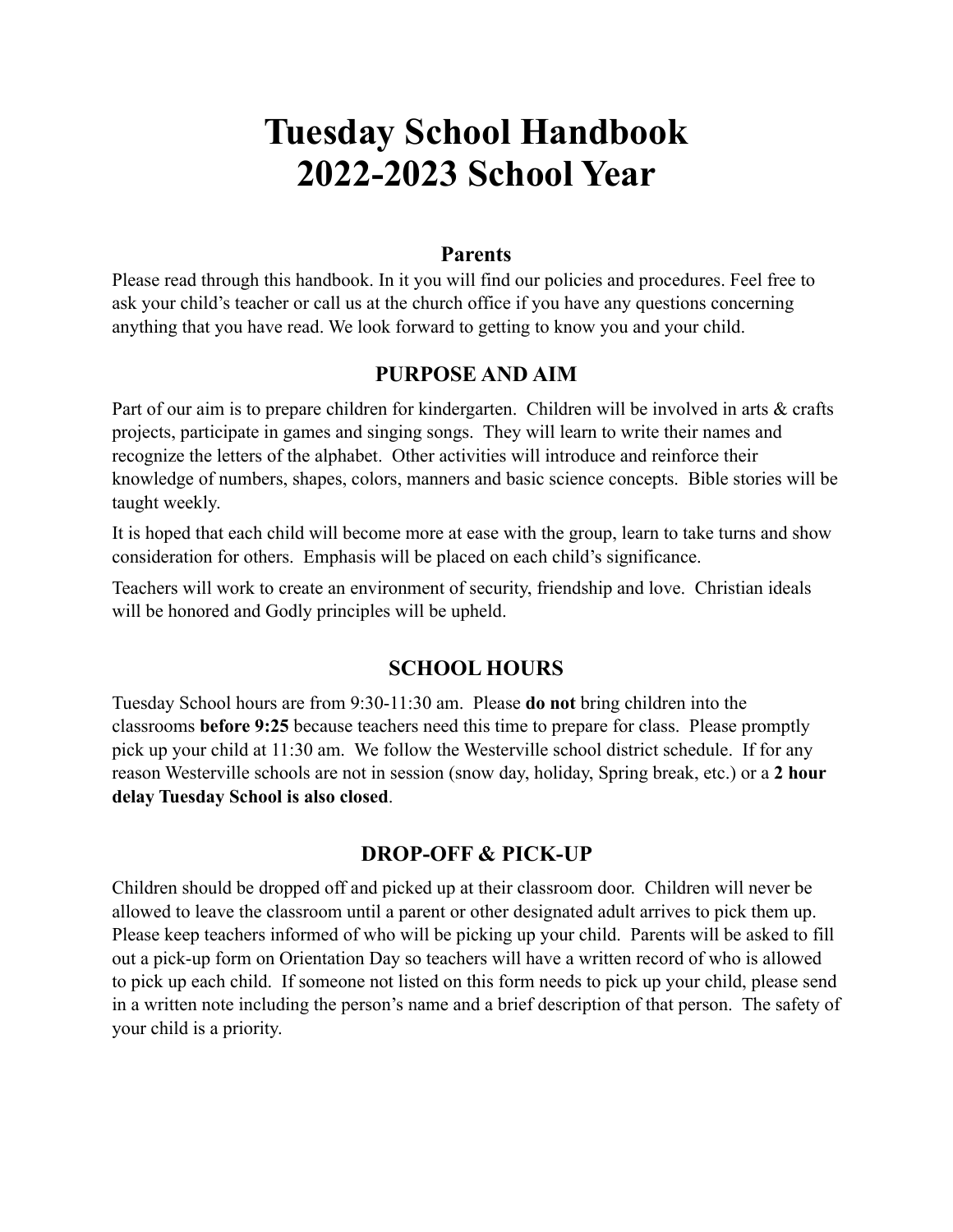# Tuesday School Handbook
# 2022-2023 School Year

## Parents

Please read through this handbook. In it you will find our policies and procedures. Feel free to ask your child's teacher or call us at the church office if you have any questions concerning anything that you have read. We look forward to getting to know you and your child.

## PURPOSE AND AIM

Part of our aim is to prepare children for kindergarten. Children will be involved in arts & crafts projects, participate in games and singing songs. They will learn to write their names and recognize the letters of the alphabet. Other activities will introduce and reinforce their knowledge of numbers, shapes, colors, manners and basic science concepts. Bible stories will be taught weekly.

It is hoped that each child will become more at ease with the group, learn to take turns and show consideration for others. Emphasis will be placed on each child's significance.

Teachers will work to create an environment of security, friendship and love. Christian ideals will be honored and Godly principles will be upheld.

## SCHOOL HOURS

Tuesday School hours are from 9:30-11:30 am. Please **do not** bring children into the classrooms **before 9:25** because teachers need this time to prepare for class. Please promptly pick up your child at 11:30 am. We follow the Westerville school district schedule. If for any reason Westerville schools are not in session (snow day, holiday, Spring break, etc.) or a **2 hour delay Tuesday School is also closed**.

## DROP-OFF & PICK-UP

Children should be dropped off and picked up at their classroom door. Children will never be allowed to leave the classroom until a parent or other designated adult arrives to pick them up. Please keep teachers informed of who will be picking up your child. Parents will be asked to fill out a pick-up form on Orientation Day so teachers will have a written record of who is allowed to pick up each child. If someone not listed on this form needs to pick up your child, please send in a written note including the person's name and a brief description of that person. The safety of your child is a priority.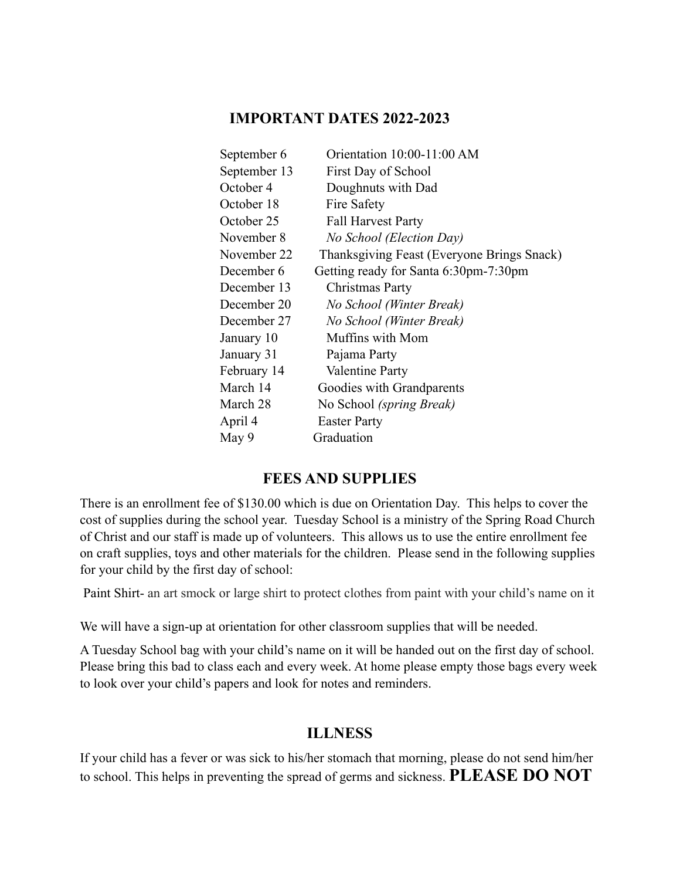## IMPORTANT DATES 2022-2023

| | |
|---|---|
| September 6 | Orientation 10:00-11:00 AM |
| September 13 | First Day of School |
| October 4 | Doughnuts with Dad |
| October 18 | Fire Safety |
| October 25 | Fall Harvest Party |
| November 8 | *No School (Election Day)* |
| November 22 | Thanksgiving Feast (Everyone Brings Snack) |
| December 6 | Getting ready for Santa 6:30pm-7:30pm |
| December 13 | Christmas Party |
| December 20 | *No School (Winter Break)* |
| December 27 | *No School (Winter Break)* |
| January 10 | Muffins with Mom |
| January 31 | Pajama Party |
| February 14 | Valentine Party |
| March 14 | Goodies with Grandparents |
| March 28 | No School *(spring Break)* |
| April 4 | Easter Party |
| May 9 | Graduation |

## FEES AND SUPPLIES

There is an enrollment fee of $130.00 which is due on Orientation Day. This helps to cover the cost of supplies during the school year. Tuesday School is a ministry of the Spring Road Church of Christ and our staff is made up of volunteers. This allows us to use the entire enrollment fee on craft supplies, toys and other materials for the children. Please send in the following supplies for your child by the first day of school:

Paint Shirt- an art smock or large shirt to protect clothes from paint with your child's name on it

We will have a sign-up at orientation for other classroom supplies that will be needed.

A Tuesday School bag with your child's name on it will be handed out on the first day of school. Please bring this bad to class each and every week. At home please empty those bags every week to look over your child's papers and look for notes and reminders.

## ILLNESS

If your child has a fever or was sick to his/her stomach that morning, please do not send him/her to school. This helps in preventing the spread of germs and sickness. **PLEASE DO NOT**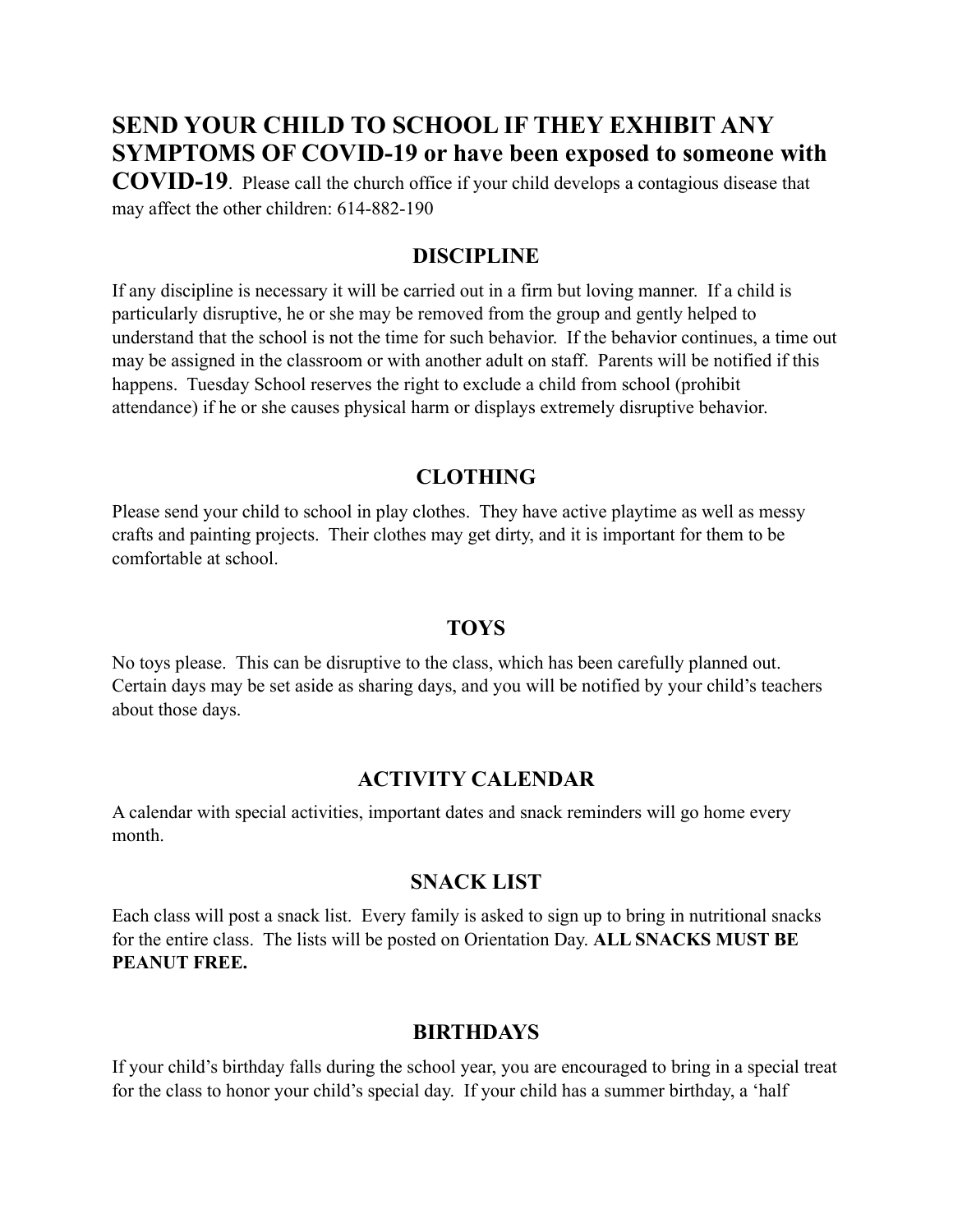**SEND YOUR CHILD TO SCHOOL IF THEY EXHIBIT ANY SYMPTOMS OF COVID-19 or have been exposed to someone with COVID-19**. Please call the church office if your child develops a contagious disease that may affect the other children: 614-882-190

## DISCIPLINE

If any discipline is necessary it will be carried out in a firm but loving manner. If a child is particularly disruptive, he or she may be removed from the group and gently helped to understand that the school is not the time for such behavior. If the behavior continues, a time out may be assigned in the classroom or with another adult on staff. Parents will be notified if this happens. Tuesday School reserves the right to exclude a child from school (prohibit attendance) if he or she causes physical harm or displays extremely disruptive behavior.

## CLOTHING

Please send your child to school in play clothes. They have active playtime as well as messy crafts and painting projects. Their clothes may get dirty, and it is important for them to be comfortable at school.

## TOYS

No toys please. This can be disruptive to the class, which has been carefully planned out. Certain days may be set aside as sharing days, and you will be notified by your child's teachers about those days.

## ACTIVITY CALENDAR

A calendar with special activities, important dates and snack reminders will go home every month.

## SNACK LIST

Each class will post a snack list. Every family is asked to sign up to bring in nutritional snacks for the entire class. The lists will be posted on Orientation Day. **ALL SNACKS MUST BE PEANUT FREE.**

## BIRTHDAYS

If your child's birthday falls during the school year, you are encouraged to bring in a special treat for the class to honor your child's special day. If your child has a summer birthday, a 'half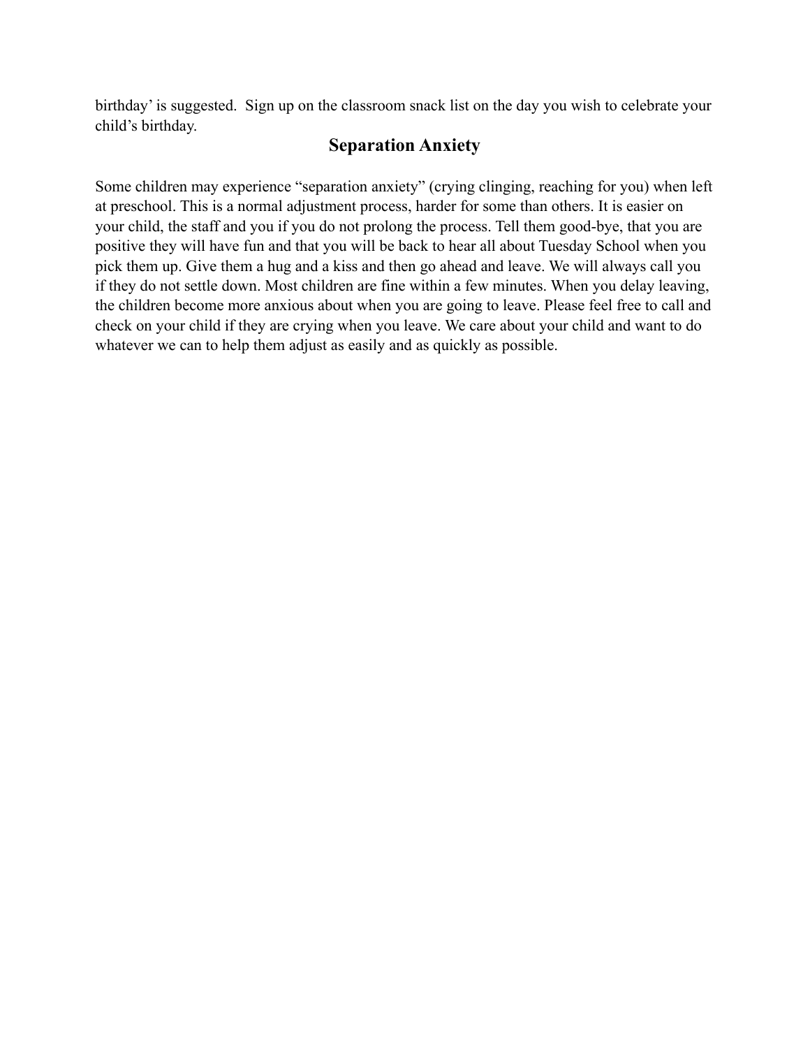birthday' is suggested. Sign up on the classroom snack list on the day you wish to celebrate your child's birthday.

## Separation Anxiety

Some children may experience "separation anxiety" (crying clinging, reaching for you) when left at preschool. This is a normal adjustment process, harder for some than others. It is easier on your child, the staff and you if you do not prolong the process. Tell them good-bye, that you are positive they will have fun and that you will be back to hear all about Tuesday School when you pick them up. Give them a hug and a kiss and then go ahead and leave. We will always call you if they do not settle down. Most children are fine within a few minutes. When you delay leaving, the children become more anxious about when you are going to leave. Please feel free to call and check on your child if they are crying when you leave. We care about your child and want to do whatever we can to help them adjust as easily and as quickly as possible.